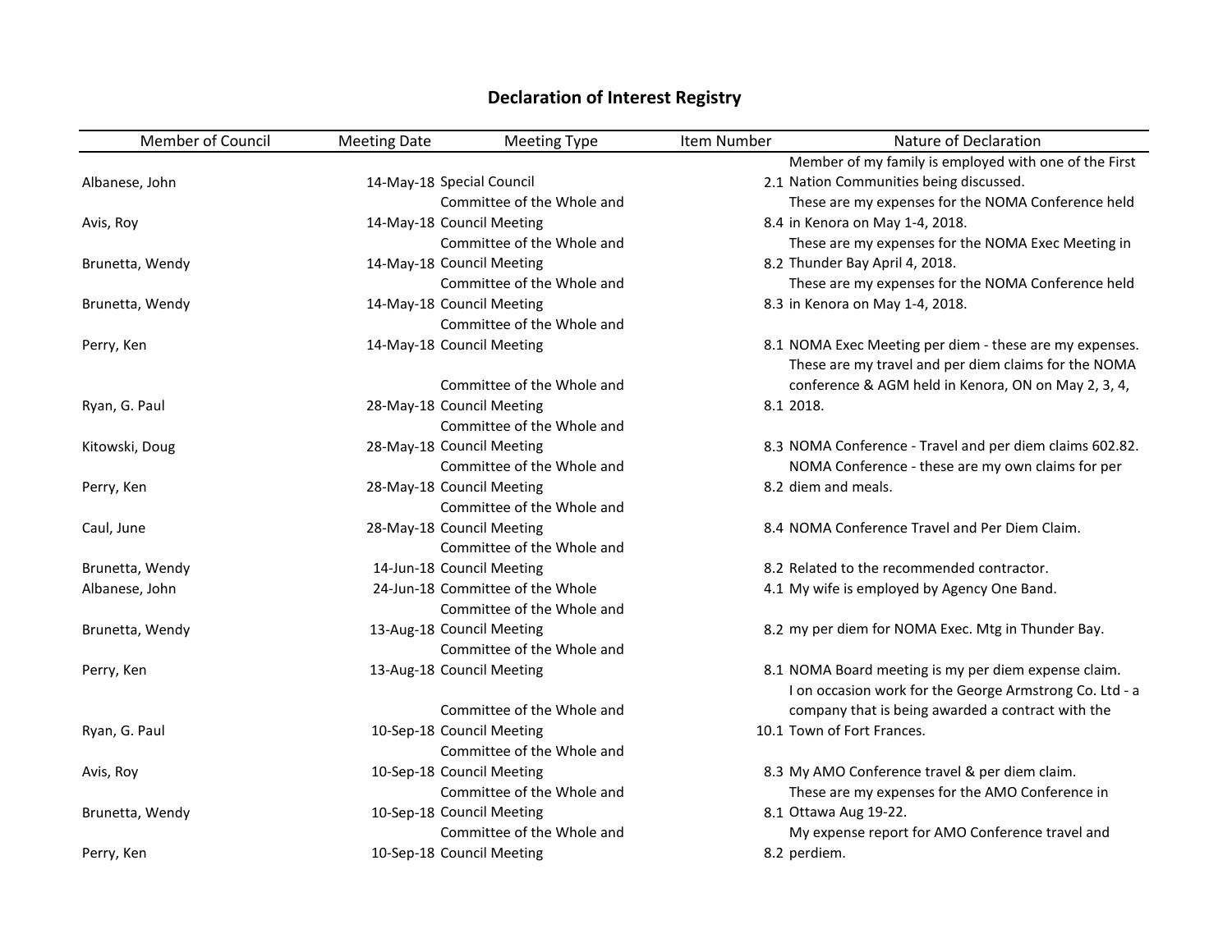# Declaration of Interest Registry

| Member of Council | Meeting Date | Meeting Type | Item Number | Nature of Declaration |
|---|---|---|---|---|
| Albanese, John | 14-May-18 | Special Council | 2.1 | Member of my family is employed with one of the First Nation Communities being discussed. |
| Avis, Roy | 14-May-18 | Committee of the Whole and Council Meeting | 8.4 | These are my expenses for the NOMA Conference held in Kenora on May 1-4, 2018. |
| Brunetta, Wendy | 14-May-18 | Committee of the Whole and Council Meeting | 8.2 | These are my expenses for the NOMA Exec Meeting in Thunder Bay April 4, 2018. |
| Brunetta, Wendy | 14-May-18 | Committee of the Whole and Council Meeting | 8.3 | These are my expenses for the NOMA Conference held in Kenora on May 1-4, 2018. |
| Perry, Ken | 14-May-18 | Committee of the Whole and Council Meeting | 8.1 | NOMA Exec Meeting per diem - these are my expenses. |
| Ryan, G. Paul | 28-May-18 | Committee of the Whole and Council Meeting | 8.1 | These are my travel and per diem claims for the NOMA conference & AGM held in Kenora, ON on May 2, 3, 4, 2018. |
| Kitowski, Doug | 28-May-18 | Committee of the Whole and Council Meeting | 8.3 | NOMA Conference - Travel and per diem claims 602.82. |
| Perry, Ken | 28-May-18 | Committee of the Whole and Council Meeting | 8.2 | NOMA Conference - these are my own claims for per diem and meals. |
| Caul, June | 28-May-18 | Committee of the Whole and Council Meeting | 8.4 | NOMA Conference Travel and Per Diem Claim. |
| Brunetta, Wendy | 14-Jun-18 | Committee of the Whole and Council Meeting | 8.2 | Related to the recommended contractor. |
| Albanese, John | 24-Jun-18 | Committee of the Whole | 4.1 | My wife is employed by Agency One Band. |
| Brunetta, Wendy | 13-Aug-18 | Committee of the Whole and Council Meeting | 8.2 | my per diem for NOMA Exec. Mtg in Thunder Bay. |
| Perry, Ken | 13-Aug-18 | Committee of the Whole and Council Meeting | 8.1 | NOMA Board meeting is my per diem expense claim. |
| Ryan, G. Paul | 10-Sep-18 | Committee of the Whole and Council Meeting | 10.1 | I on occasion work for the George Armstrong Co. Ltd - a company that is being awarded a contract with the Town of Fort Frances. |
| Avis, Roy | 10-Sep-18 | Committee of the Whole and Council Meeting | 8.3 | My AMO Conference travel & per diem claim. |
| Brunetta, Wendy | 10-Sep-18 | Committee of the Whole and Council Meeting | 8.1 | These are my expenses for the AMO Conference in Ottawa Aug 19-22. |
| Perry, Ken | 10-Sep-18 | Committee of the Whole and Council Meeting | 8.2 | My expense report for AMO Conference travel and perdiem. |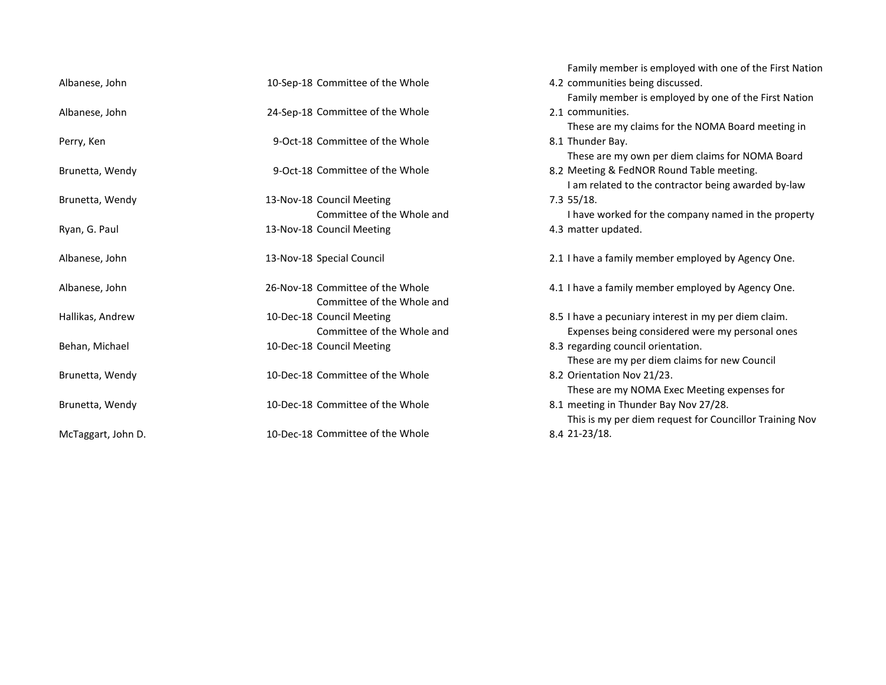| | | | | |
|---|---|---|---|---|
| Albanese, John | 10-Sep-18 | Committee of the Whole | 4.2 | Family member is employed with one of the First Nation communities being discussed. |
| Albanese, John | 24-Sep-18 | Committee of the Whole | 2.1 | Family member is employed by one of the First Nation communities. |
| Perry, Ken | 9-Oct-18 | Committee of the Whole | 8.1 | These are my claims for the NOMA Board meeting in Thunder Bay. |
| Brunetta, Wendy | 9-Oct-18 | Committee of the Whole | 8.2 | These are my own per diem claims for NOMA Board Meeting & FedNOR Round Table meeting. |
| Brunetta, Wendy | 13-Nov-18 | Council Meeting | 7.3 | I am related to the contractor being awarded by-law 55/18. |
| Ryan, G. Paul | 13-Nov-18 | Committee of the Whole and Council Meeting | 4.3 | I have worked for the company named in the property matter updated. |
| Albanese, John | 13-Nov-18 | Special Council | 2.1 | I have a family member employed by Agency One. |
| Albanese, John | 26-Nov-18 | Committee of the Whole | 4.1 | I have a family member employed by Agency One. |
| Hallikas, Andrew | 10-Dec-18 | Committee of the Whole and Council Meeting | 8.5 | I have a pecuniary interest in my per diem claim. |
| Behan, Michael | 10-Dec-18 | Committee of the Whole and Council Meeting | 8.3 | Expenses being considered were my personal ones regarding council orientation. |
| Brunetta, Wendy | 10-Dec-18 | Committee of the Whole | 8.2 | These are my per diem claims for new Council Orientation Nov 21/23. |
| Brunetta, Wendy | 10-Dec-18 | Committee of the Whole | 8.1 | These are my NOMA Exec Meeting expenses for meeting in Thunder Bay Nov 27/28. |
| McTaggart, John D. | 10-Dec-18 | Committee of the Whole | 8.4 | This is my per diem request for Councillor Training Nov 21-23/18. |